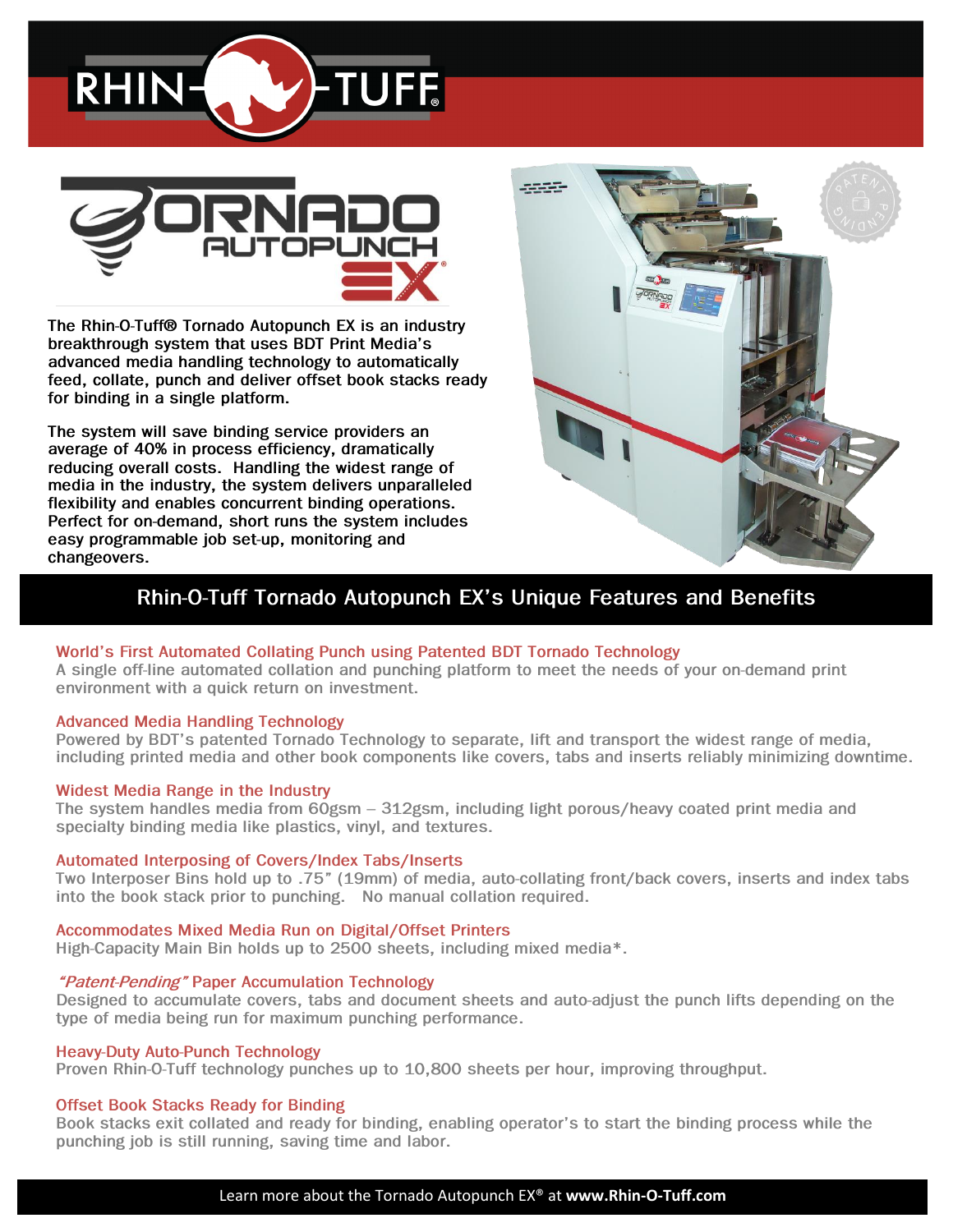# Rhin-O-Tuff Tornado Autopunch EX

The Rhin-O-Tuff® Tornado Autopunch EX is an industry breakthrough system that uses BDT Print Media's advanced media handling technology to automatically feed, collate, punch and deliver offset book stacks ready for binding in a single platform.

The system will save binding service providers an average of 40% in process efficiency, dramatically reducing overall costs. Handling the widest range of media in the industry, the system delivers unparalleled flexibility and enables concurrent binding operations. Perfect for on-demand, short runs the system includes easy programmable job set-up, monitoring and changeovers.

## Rhin-O-Tuff Tornado Autopunch EX's Unique Features and Benefits

### World's First Automated Collating Punch using Patented BDT Tornado Technology

A single off-line automated collation and punching platform to meet the needs of your on-demand print environment with a quick return on investment.

### Advanced Media Handling Technology

Powered by BDT's patented Tornado Technology to separate, lift and transport the widest range of media, including printed media and other book components like covers, tabs and inserts reliably minimizing downtime.

### Widest Media Range in the Industry

The system handles media from 60gsm – 312gsm, including light porous/heavy coated print media and specialty binding media like plastics, vinyl, and textures.

### Automated Interposing of Covers/Index Tabs/Inserts

Two Interposer Bins hold up to .75" (19mm) of media, auto-collating front/back covers, inserts and index tabs into the book stack prior to punching. No manual collation required.

### Accommodates Mixed Media Run on Digital/Offset Printers

High-Capacity Main Bin holds up to 2500 sheets, including mixed media*.

### *"Patent-Pending"* Paper Accumulation Technology

Designed to accumulate covers, tabs and document sheets and auto-adjust the punch lifts depending on the type of media being run for maximum punching performance.

### Heavy-Duty Auto-Punch Technology

Proven Rhin-O-Tuff technology punches up to 10,800 sheets per hour, improving throughput.

### Offset Book Stacks Ready for Binding

Book stacks exit collated and ready for binding, enabling operator's to start the binding process while the punching job is still running, saving time and labor.

Learn more about the Tornado Autopunch EX® at **www.Rhin-O-Tuff.com**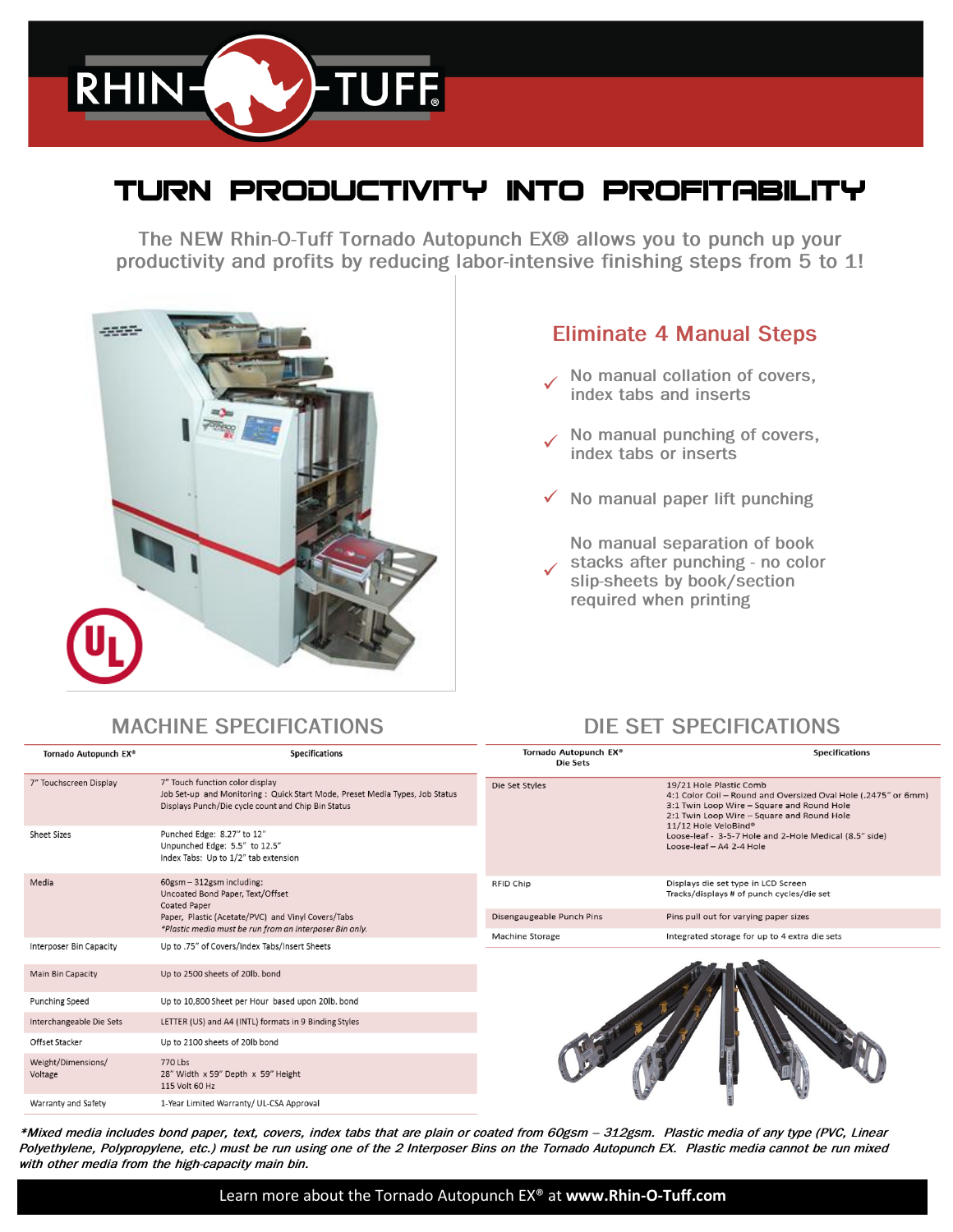# TURN PRODUCTIVITY INTO PROFITABILITY

The NEW Rhin-O-Tuff Tornado Autopunch EX® allows you to punch up your productivity and profits by reducing labor-intensive finishing steps from 5 to 1!

## Eliminate 4 Manual Steps

- ✓ No manual collation of covers, index tabs and inserts
- ✓ No manual punching of covers, index tabs or inserts
- ✓ No manual paper lift punching
- ✓ No manual separation of book stacks after punching - no color slip-sheets by book/section required when printing

## MACHINE SPECIFICATIONS

| Tornado Autopunch EX® | Specifications |
| --- | --- |
| 7" Touchscreen Display | 7" Touch function color display<br>Job Set-up and Monitoring : Quick Start Mode, Preset Media Types, Job Status<br>Displays Punch/Die cycle count and Chip Bin Status |
| Sheet Sizes | Punched Edge: 8.27" to 12"<br>Unpunched Edge: 5.5" to 12.5"<br>Index Tabs: Up to 1/2" tab extension |
| Media | 60gsm – 312gsm including:<br>Uncoated Bond Paper, Text/Offset<br>Coated Paper<br>Paper, Plastic (Acetate/PVC) and Vinyl Covers/Tabs<br>*Plastic media must be run from an interposer Bin only.* |
| Interposer Bin Capacity | Up to .75" of Covers/Index Tabs/Insert Sheets |
| Main Bin Capacity | Up to 2500 sheets of 20lb. bond |
| Punching Speed | Up to 10,800 Sheet per Hour based upon 20lb. bond |
| Interchangeable Die Sets | LETTER (US) and A4 (INTL) formats in 9 Binding Styles |
| Offset Stacker | Up to 2100 sheets of 20lb bond |
| Weight/Dimensions/ Voltage | 770 Lbs<br>28" Width x 59" Depth x 59" Height<br>115 Volt 60 Hz |
| Warranty and Safety | 1-Year Limited Warranty/ UL-CSA Approval |

## DIE SET SPECIFICATIONS

| Tornado Autopunch EX® Die Sets | Specifications |
| --- | --- |
| Die Set Styles | 19/21 Hole Plastic Comb<br>4:1 Color Coil – Round and Oversized Oval Hole (.2475" or 6mm)<br>3:1 Twin Loop Wire – Square and Round Hole<br>2:1 Twin Loop Wire – Square and Round Hole<br>11/12 Hole VeloBind®<br>Loose-leaf - 3-5-7 Hole and 2-Hole Medical (8.5" side)<br>Loose-leaf – A4 2-4 Hole |
| RFID Chip | Displays die set type in LCD Screen<br>Tracks/displays # of punch cycles/die set |
| Disengaugeable Punch Pins | Pins pull out for varying paper sizes |
| Machine Storage | Integrated storage for up to 4 extra die sets |

***Mixed media includes bond paper, text, covers, index tabs that are plain or coated from 60gsm – 312gsm. Plastic media of any type (PVC, Linear Polyethylene, Polypropylene, etc.) must be run using one of the 2 Interposer Bins on the Tornado Autopunch EX. Plastic media cannot be run mixed with other media from the high-capacity main bin.***

Learn more about the Tornado Autopunch EX® at **www.Rhin-O-Tuff.com**